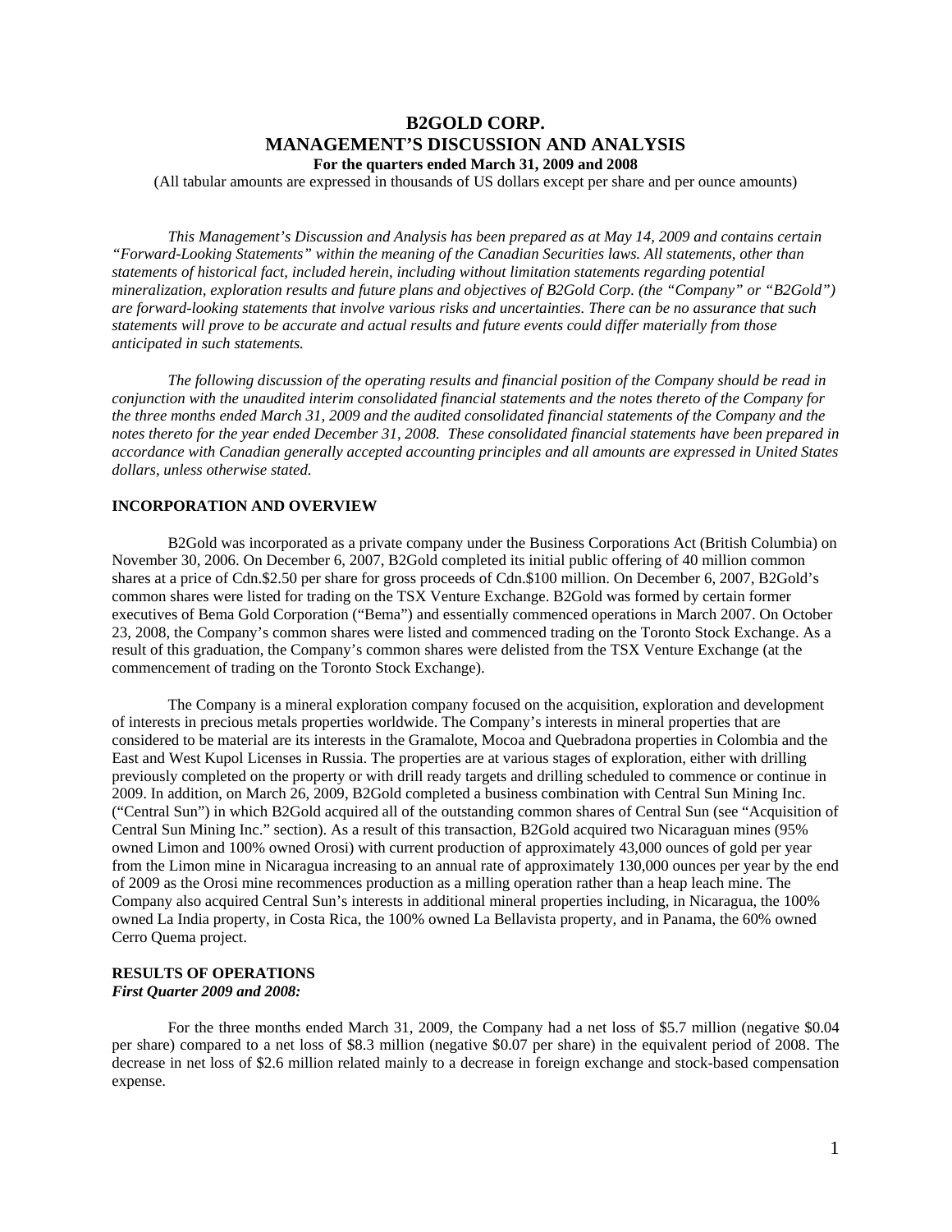# B2GOLD CORP.
# MANAGEMENT'S DISCUSSION AND ANALYSIS

**For the quarters ended March 31, 2009 and 2008**

(All tabular amounts are expressed in thousands of US dollars except per share and per ounce amounts)

*This Management's Discussion and Analysis has been prepared as at May 14, 2009 and contains certain "Forward-Looking Statements" within the meaning of the Canadian Securities laws. All statements, other than statements of historical fact, included herein, including without limitation statements regarding potential mineralization, exploration results and future plans and objectives of B2Gold Corp. (the "Company" or "B2Gold") are forward-looking statements that involve various risks and uncertainties. There can be no assurance that such statements will prove to be accurate and actual results and future events could differ materially from those anticipated in such statements.*

*The following discussion of the operating results and financial position of the Company should be read in conjunction with the unaudited interim consolidated financial statements and the notes thereto of the Company for the three months ended March 31, 2009 and the audited consolidated financial statements of the Company and the notes thereto for the year ended December 31, 2008. These consolidated financial statements have been prepared in accordance with Canadian generally accepted accounting principles and all amounts are expressed in United States dollars, unless otherwise stated.*

## INCORPORATION AND OVERVIEW

B2Gold was incorporated as a private company under the Business Corporations Act (British Columbia) on November 30, 2006. On December 6, 2007, B2Gold completed its initial public offering of 40 million common shares at a price of Cdn.$2.50 per share for gross proceeds of Cdn.$100 million. On December 6, 2007, B2Gold's common shares were listed for trading on the TSX Venture Exchange. B2Gold was formed by certain former executives of Bema Gold Corporation ("Bema") and essentially commenced operations in March 2007. On October 23, 2008, the Company's common shares were listed and commenced trading on the Toronto Stock Exchange. As a result of this graduation, the Company's common shares were delisted from the TSX Venture Exchange (at the commencement of trading on the Toronto Stock Exchange).

The Company is a mineral exploration company focused on the acquisition, exploration and development of interests in precious metals properties worldwide. The Company's interests in mineral properties that are considered to be material are its interests in the Gramalote, Mocoa and Quebradona properties in Colombia and the East and West Kupol Licenses in Russia. The properties are at various stages of exploration, either with drilling previously completed on the property or with drill ready targets and drilling scheduled to commence or continue in 2009. In addition, on March 26, 2009, B2Gold completed a business combination with Central Sun Mining Inc. ("Central Sun") in which B2Gold acquired all of the outstanding common shares of Central Sun (see "Acquisition of Central Sun Mining Inc." section). As a result of this transaction, B2Gold acquired two Nicaraguan mines (95% owned Limon and 100% owned Orosi) with current production of approximately 43,000 ounces of gold per year from the Limon mine in Nicaragua increasing to an annual rate of approximately 130,000 ounces per year by the end of 2009 as the Orosi mine recommences production as a milling operation rather than a heap leach mine. The Company also acquired Central Sun's interests in additional mineral properties including, in Nicaragua, the 100% owned La India property, in Costa Rica, the 100% owned La Bellavista property, and in Panama, the 60% owned Cerro Quema project.

## RESULTS OF OPERATIONS

***First Quarter 2009 and 2008:***

For the three months ended March 31, 2009, the Company had a net loss of $5.7 million (negative $0.04 per share) compared to a net loss of $8.3 million (negative $0.07 per share) in the equivalent period of 2008. The decrease in net loss of $2.6 million related mainly to a decrease in foreign exchange and stock-based compensation expense.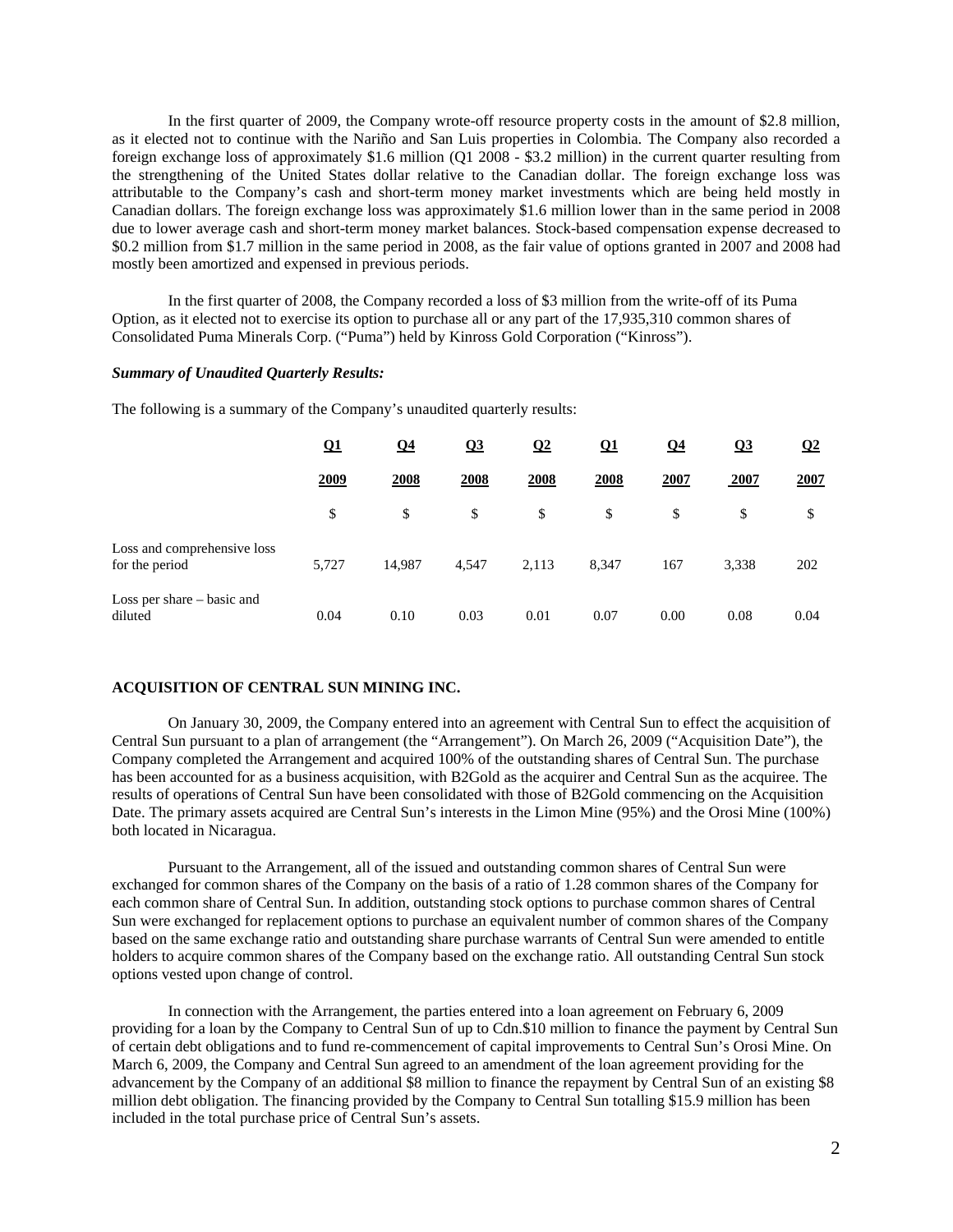In the first quarter of 2009, the Company wrote-off resource property costs in the amount of $2.8 million, as it elected not to continue with the Nariño and San Luis properties in Colombia. The Company also recorded a foreign exchange loss of approximately $1.6 million (Q1 2008 - $3.2 million) in the current quarter resulting from the strengthening of the United States dollar relative to the Canadian dollar. The foreign exchange loss was attributable to the Company's cash and short-term money market investments which are being held mostly in Canadian dollars. The foreign exchange loss was approximately $1.6 million lower than in the same period in 2008 due to lower average cash and short-term money market balances. Stock-based compensation expense decreased to $0.2 million from $1.7 million in the same period in 2008, as the fair value of options granted in 2007 and 2008 had mostly been amortized and expensed in previous periods.

In the first quarter of 2008, the Company recorded a loss of $3 million from the write-off of its Puma Option, as it elected not to exercise its option to purchase all or any part of the 17,935,310 common shares of Consolidated Puma Minerals Corp. ("Puma") held by Kinross Gold Corporation ("Kinross").

***Summary of Unaudited Quarterly Results:***

The following is a summary of the Company's unaudited quarterly results:

| | Q1 2009 | Q4 2008 | Q3 2008 | Q2 2008 | Q1 2008 | Q4 2007 | Q3 2007 | Q2 2007 |
|---|---|---|---|---|---|---|---|---|
| | $ | $ | $ | $ | $ | $ | $ | $ |
| Loss and comprehensive loss for the period | 5,727 | 14,987 | 4,547 | 2,113 | 8,347 | 167 | 3,338 | 202 |
| Loss per share – basic and diluted | 0.04 | 0.10 | 0.03 | 0.01 | 0.07 | 0.00 | 0.08 | 0.04 |

## ACQUISITION OF CENTRAL SUN MINING INC.

On January 30, 2009, the Company entered into an agreement with Central Sun to effect the acquisition of Central Sun pursuant to a plan of arrangement (the "Arrangement"). On March 26, 2009 ("Acquisition Date"), the Company completed the Arrangement and acquired 100% of the outstanding shares of Central Sun. The purchase has been accounted for as a business acquisition, with B2Gold as the acquirer and Central Sun as the acquiree. The results of operations of Central Sun have been consolidated with those of B2Gold commencing on the Acquisition Date. The primary assets acquired are Central Sun's interests in the Limon Mine (95%) and the Orosi Mine (100%) both located in Nicaragua.

Pursuant to the Arrangement, all of the issued and outstanding common shares of Central Sun were exchanged for common shares of the Company on the basis of a ratio of 1.28 common shares of the Company for each common share of Central Sun. In addition, outstanding stock options to purchase common shares of Central Sun were exchanged for replacement options to purchase an equivalent number of common shares of the Company based on the same exchange ratio and outstanding share purchase warrants of Central Sun were amended to entitle holders to acquire common shares of the Company based on the exchange ratio. All outstanding Central Sun stock options vested upon change of control.

In connection with the Arrangement, the parties entered into a loan agreement on February 6, 2009 providing for a loan by the Company to Central Sun of up to Cdn.$10 million to finance the payment by Central Sun of certain debt obligations and to fund re-commencement of capital improvements to Central Sun's Orosi Mine. On March 6, 2009, the Company and Central Sun agreed to an amendment of the loan agreement providing for the advancement by the Company of an additional $8 million to finance the repayment by Central Sun of an existing $8 million debt obligation. The financing provided by the Company to Central Sun totalling $15.9 million has been included in the total purchase price of Central Sun's assets.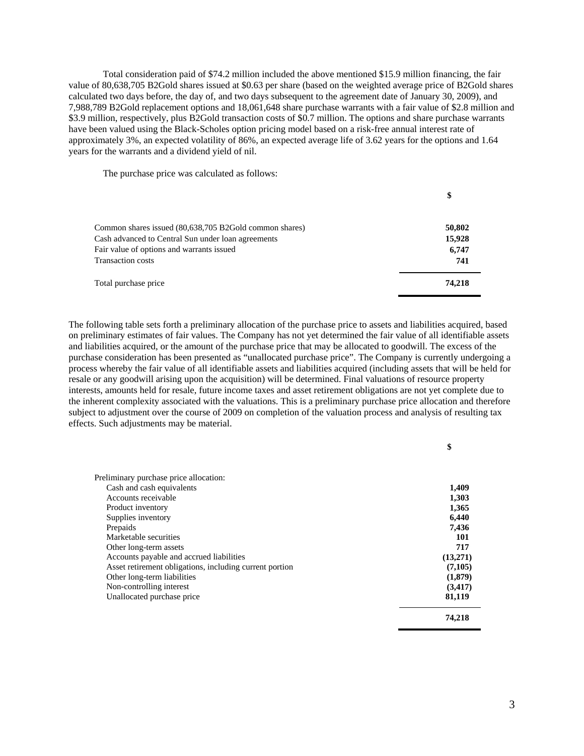Total consideration paid of $74.2 million included the above mentioned $15.9 million financing, the fair value of 80,638,705 B2Gold shares issued at $0.63 per share (based on the weighted average price of B2Gold shares calculated two days before, the day of, and two days subsequent to the agreement date of January 30, 2009), and 7,988,789 B2Gold replacement options and 18,061,648 share purchase warrants with a fair value of $2.8 million and $3.9 million, respectively, plus B2Gold transaction costs of $0.7 million. The options and share purchase warrants have been valued using the Black-Scholes option pricing model based on a risk-free annual interest rate of approximately 3%, an expected volatility of 86%, an expected average life of 3.62 years for the options and 1.64 years for the warrants and a dividend yield of nil.

The purchase price was calculated as follows:

| | $ |
|---|---|
| Common shares issued (80,638,705 B2Gold common shares) | **50,802** |
| Cash advanced to Central Sun under loan agreements | **15,928** |
| Fair value of options and warrants issued | **6,747** |
| Transaction costs | **741** |
| Total purchase price | **74,218** |

The following table sets forth a preliminary allocation of the purchase price to assets and liabilities acquired, based on preliminary estimates of fair values. The Company has not yet determined the fair value of all identifiable assets and liabilities acquired, or the amount of the purchase price that may be allocated to goodwill. The excess of the purchase consideration has been presented as "unallocated purchase price". The Company is currently undergoing a process whereby the fair value of all identifiable assets and liabilities acquired (including assets that will be held for resale or any goodwill arising upon the acquisition) will be determined. Final valuations of resource property interests, amounts held for resale, future income taxes and asset retirement obligations are not yet complete due to the inherent complexity associated with the valuations. This is a preliminary purchase price allocation and therefore subject to adjustment over the course of 2009 on completion of the valuation process and analysis of resulting tax effects. Such adjustments may be material.

| | $ |
|---|---|
| Preliminary purchase price allocation: | |
| Cash and cash equivalents | **1,409** |
| Accounts receivable | **1,303** |
| Product inventory | **1,365** |
| Supplies inventory | **6,440** |
| Prepaids | **7,436** |
| Marketable securities | **101** |
| Other long-term assets | **717** |
| Accounts payable and accrued liabilities | **(13,271)** |
| Asset retirement obligations, including current portion | **(7,105)** |
| Other long-term liabilities | **(1,879)** |
| Non-controlling interest | **(3,417)** |
| Unallocated purchase price | **81,119** |
| | **74,218** |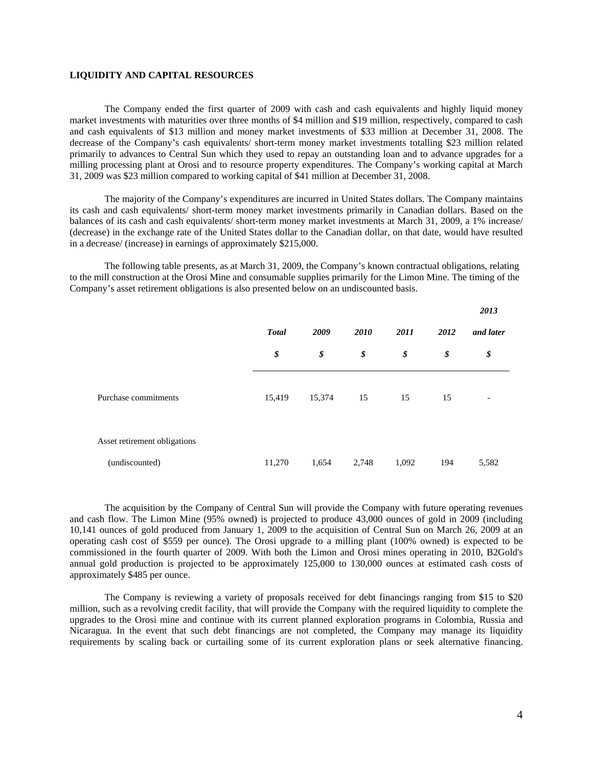**LIQUIDITY AND CAPITAL RESOURCES**

The Company ended the first quarter of 2009 with cash and cash equivalents and highly liquid money market investments with maturities over three months of $4 million and $19 million, respectively, compared to cash and cash equivalents of $13 million and money market investments of $33 million at December 31, 2008. The decrease of the Company's cash equivalents/ short-term money market investments totalling $23 million related primarily to advances to Central Sun which they used to repay an outstanding loan and to advance upgrades for a milling processing plant at Orosi and to resource property expenditures. The Company's working capital at March 31, 2009 was $23 million compared to working capital of $41 million at December 31, 2008.

The majority of the Company's expenditures are incurred in United States dollars. The Company maintains its cash and cash equivalents/ short-term money market investments primarily in Canadian dollars. Based on the balances of its cash and cash equivalents/ short-term money market investments at March 31, 2009, a 1% increase/ (decrease) in the exchange rate of the United States dollar to the Canadian dollar, on that date, would have resulted in a decrease/ (increase) in earnings of approximately $215,000.

The following table presents, as at March 31, 2009, the Company's known contractual obligations, relating to the mill construction at the Orosi Mine and consumable supplies primarily for the Limon Mine. The timing of the Company's asset retirement obligations is also presented below on an undiscounted basis.

| | *Total* | *2009* | *2010* | *2011* | *2012* | *2013 and later* |
|---|---|---|---|---|---|---|
| | *$* | *$* | *$* | *$* | *$* | *$* |
| Purchase commitments | 15,419 | 15,374 | 15 | 15 | 15 | - |
| Asset retirement obligations (undiscounted) | 11,270 | 1,654 | 2,748 | 1,092 | 194 | 5,582 |

The acquisition by the Company of Central Sun will provide the Company with future operating revenues and cash flow. The Limon Mine (95% owned) is projected to produce 43,000 ounces of gold in 2009 (including 10,141 ounces of gold produced from January 1, 2009 to the acquisition of Central Sun on March 26, 2009 at an operating cash cost of $559 per ounce). The Orosi upgrade to a milling plant (100% owned) is expected to be commissioned in the fourth quarter of 2009. With both the Limon and Orosi mines operating in 2010, B2Gold's annual gold production is projected to be approximately 125,000 to 130,000 ounces at estimated cash costs of approximately $485 per ounce.

The Company is reviewing a variety of proposals received for debt financings ranging from $15 to $20 million, such as a revolving credit facility, that will provide the Company with the required liquidity to complete the upgrades to the Orosi mine and continue with its current planned exploration programs in Colombia, Russia and Nicaragua. In the event that such debt financings are not completed, the Company may manage its liquidity requirements by scaling back or curtailing some of its current exploration plans or seek alternative financing.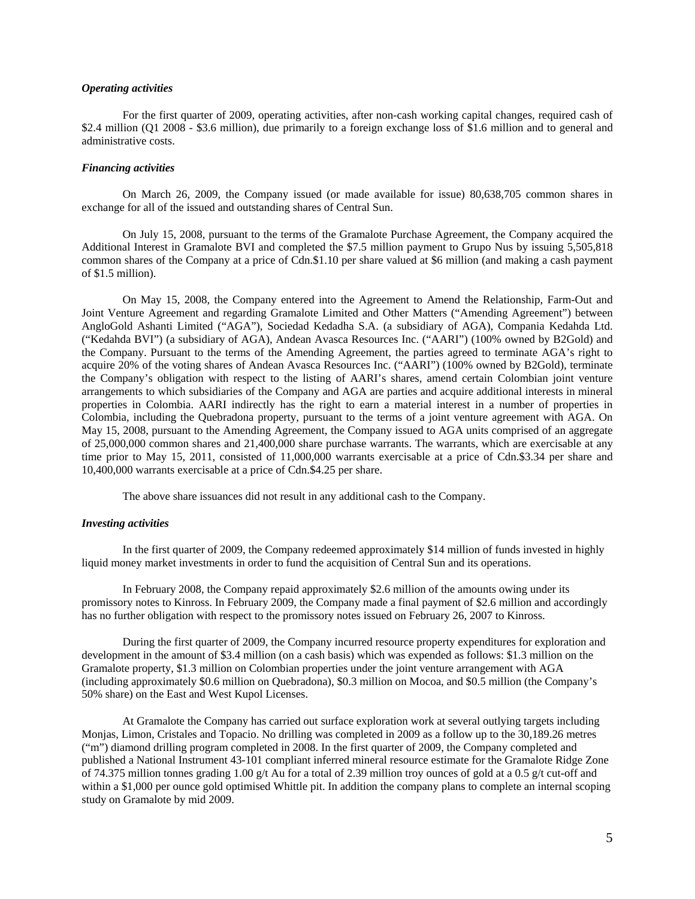*Operating activities*

For the first quarter of 2009, operating activities, after non-cash working capital changes, required cash of $2.4 million (Q1 2008 - $3.6 million), due primarily to a foreign exchange loss of $1.6 million and to general and administrative costs.

*Financing activities*

On March 26, 2009, the Company issued (or made available for issue) 80,638,705 common shares in exchange for all of the issued and outstanding shares of Central Sun.

On July 15, 2008, pursuant to the terms of the Gramalote Purchase Agreement, the Company acquired the Additional Interest in Gramalote BVI and completed the $7.5 million payment to Grupo Nus by issuing 5,505,818 common shares of the Company at a price of Cdn.$1.10 per share valued at $6 million (and making a cash payment of $1.5 million).

On May 15, 2008, the Company entered into the Agreement to Amend the Relationship, Farm-Out and Joint Venture Agreement and regarding Gramalote Limited and Other Matters ("Amending Agreement") between AngloGold Ashanti Limited ("AGA"), Sociedad Kedadha S.A. (a subsidiary of AGA), Compania Kedahda Ltd. ("Kedahda BVI") (a subsidiary of AGA), Andean Avasca Resources Inc. ("AARI") (100% owned by B2Gold) and the Company. Pursuant to the terms of the Amending Agreement, the parties agreed to terminate AGA's right to acquire 20% of the voting shares of Andean Avasca Resources Inc. ("AARI") (100% owned by B2Gold), terminate the Company's obligation with respect to the listing of AARI's shares, amend certain Colombian joint venture arrangements to which subsidiaries of the Company and AGA are parties and acquire additional interests in mineral properties in Colombia. AARI indirectly has the right to earn a material interest in a number of properties in Colombia, including the Quebradona property, pursuant to the terms of a joint venture agreement with AGA. On May 15, 2008, pursuant to the Amending Agreement, the Company issued to AGA units comprised of an aggregate of 25,000,000 common shares and 21,400,000 share purchase warrants. The warrants, which are exercisable at any time prior to May 15, 2011, consisted of 11,000,000 warrants exercisable at a price of Cdn.$3.34 per share and 10,400,000 warrants exercisable at a price of Cdn.$4.25 per share.

The above share issuances did not result in any additional cash to the Company.

*Investing activities*

In the first quarter of 2009, the Company redeemed approximately $14 million of funds invested in highly liquid money market investments in order to fund the acquisition of Central Sun and its operations.

In February 2008, the Company repaid approximately $2.6 million of the amounts owing under its promissory notes to Kinross. In February 2009, the Company made a final payment of $2.6 million and accordingly has no further obligation with respect to the promissory notes issued on February 26, 2007 to Kinross.

During the first quarter of 2009, the Company incurred resource property expenditures for exploration and development in the amount of $3.4 million (on a cash basis) which was expended as follows: $1.3 million on the Gramalote property, $1.3 million on Colombian properties under the joint venture arrangement with AGA (including approximately $0.6 million on Quebradona), $0.3 million on Mocoa, and $0.5 million (the Company's 50% share) on the East and West Kupol Licenses.

At Gramalote the Company has carried out surface exploration work at several outlying targets including Monjas, Limon, Cristales and Topacio. No drilling was completed in 2009 as a follow up to the 30,189.26 metres ("m") diamond drilling program completed in 2008. In the first quarter of 2009, the Company completed and published a National Instrument 43-101 compliant inferred mineral resource estimate for the Gramalote Ridge Zone of 74.375 million tonnes grading 1.00 g/t Au for a total of 2.39 million troy ounces of gold at a 0.5 g/t cut-off and within a $1,000 per ounce gold optimised Whittle pit. In addition the company plans to complete an internal scoping study on Gramalote by mid 2009.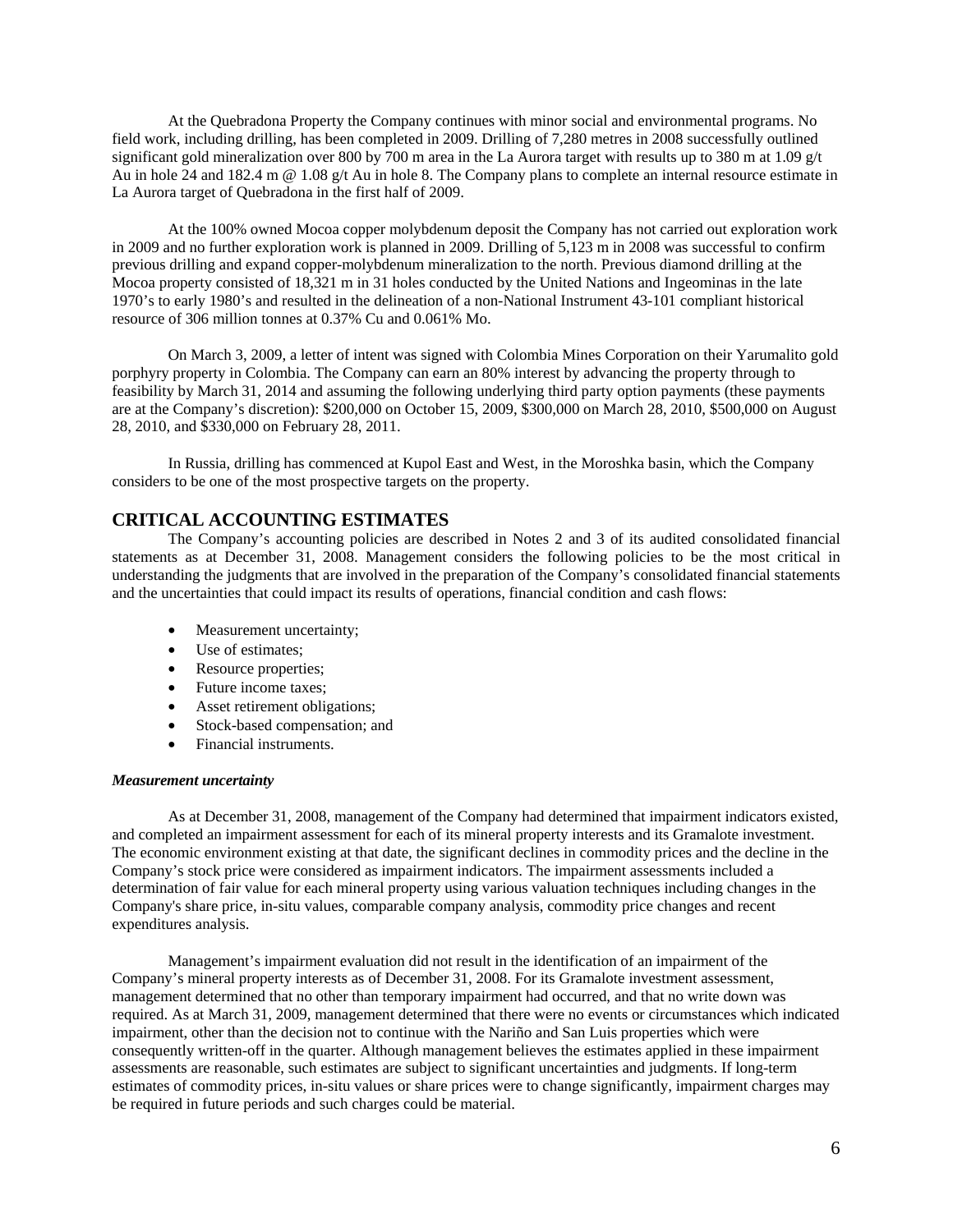At the Quebradona Property the Company continues with minor social and environmental programs. No field work, including drilling, has been completed in 2009. Drilling of 7,280 metres in 2008 successfully outlined significant gold mineralization over 800 by 700 m area in the La Aurora target with results up to 380 m at 1.09 g/t Au in hole 24 and 182.4 m @ 1.08 g/t Au in hole 8. The Company plans to complete an internal resource estimate in La Aurora target of Quebradona in the first half of 2009.

At the 100% owned Mocoa copper molybdenum deposit the Company has not carried out exploration work in 2009 and no further exploration work is planned in 2009. Drilling of 5,123 m in 2008 was successful to confirm previous drilling and expand copper-molybdenum mineralization to the north. Previous diamond drilling at the Mocoa property consisted of 18,321 m in 31 holes conducted by the United Nations and Ingeominas in the late 1970's to early 1980's and resulted in the delineation of a non-National Instrument 43-101 compliant historical resource of 306 million tonnes at 0.37% Cu and 0.061% Mo.

On March 3, 2009, a letter of intent was signed with Colombia Mines Corporation on their Yarumalito gold porphyry property in Colombia. The Company can earn an 80% interest by advancing the property through to feasibility by March 31, 2014 and assuming the following underlying third party option payments (these payments are at the Company's discretion): $200,000 on October 15, 2009, $300,000 on March 28, 2010, $500,000 on August 28, 2010, and $330,000 on February 28, 2011.

In Russia, drilling has commenced at Kupol East and West, in the Moroshka basin, which the Company considers to be one of the most prospective targets on the property.

## CRITICAL ACCOUNTING ESTIMATES

The Company's accounting policies are described in Notes 2 and 3 of its audited consolidated financial statements as at December 31, 2008. Management considers the following policies to be the most critical in understanding the judgments that are involved in the preparation of the Company's consolidated financial statements and the uncertainties that could impact its results of operations, financial condition and cash flows:

- Measurement uncertainty;
- Use of estimates;
- Resource properties;
- Future income taxes;
- Asset retirement obligations;
- Stock-based compensation; and
- Financial instruments.

***Measurement uncertainty***

As at December 31, 2008, management of the Company had determined that impairment indicators existed, and completed an impairment assessment for each of its mineral property interests and its Gramalote investment. The economic environment existing at that date, the significant declines in commodity prices and the decline in the Company's stock price were considered as impairment indicators. The impairment assessments included a determination of fair value for each mineral property using various valuation techniques including changes in the Company's share price, in-situ values, comparable company analysis, commodity price changes and recent expenditures analysis.

Management's impairment evaluation did not result in the identification of an impairment of the Company's mineral property interests as of December 31, 2008. For its Gramalote investment assessment, management determined that no other than temporary impairment had occurred, and that no write down was required. As at March 31, 2009, management determined that there were no events or circumstances which indicated impairment, other than the decision not to continue with the Nariño and San Luis properties which were consequently written-off in the quarter. Although management believes the estimates applied in these impairment assessments are reasonable, such estimates are subject to significant uncertainties and judgments. If long-term estimates of commodity prices, in-situ values or share prices were to change significantly, impairment charges may be required in future periods and such charges could be material.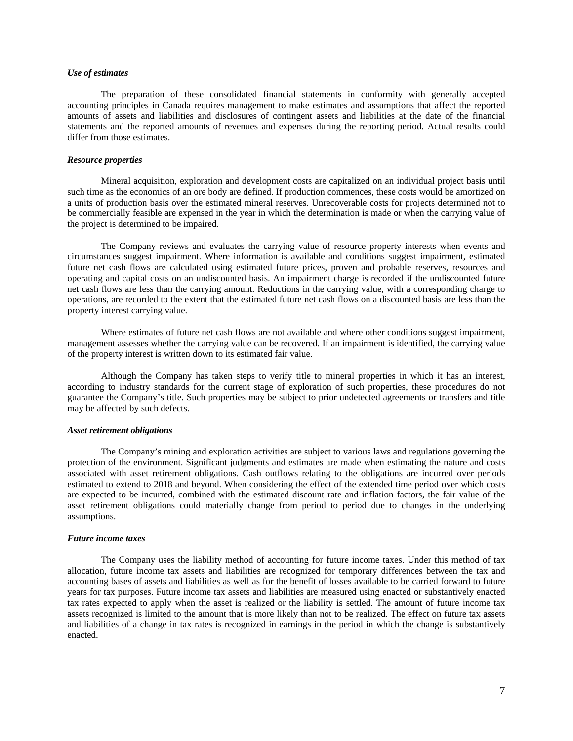***Use of estimates***

The preparation of these consolidated financial statements in conformity with generally accepted accounting principles in Canada requires management to make estimates and assumptions that affect the reported amounts of assets and liabilities and disclosures of contingent assets and liabilities at the date of the financial statements and the reported amounts of revenues and expenses during the reporting period. Actual results could differ from those estimates.

***Resource properties***

Mineral acquisition, exploration and development costs are capitalized on an individual project basis until such time as the economics of an ore body are defined. If production commences, these costs would be amortized on a units of production basis over the estimated mineral reserves. Unrecoverable costs for projects determined not to be commercially feasible are expensed in the year in which the determination is made or when the carrying value of the project is determined to be impaired.

The Company reviews and evaluates the carrying value of resource property interests when events and circumstances suggest impairment. Where information is available and conditions suggest impairment, estimated future net cash flows are calculated using estimated future prices, proven and probable reserves, resources and operating and capital costs on an undiscounted basis. An impairment charge is recorded if the undiscounted future net cash flows are less than the carrying amount. Reductions in the carrying value, with a corresponding charge to operations, are recorded to the extent that the estimated future net cash flows on a discounted basis are less than the property interest carrying value.

Where estimates of future net cash flows are not available and where other conditions suggest impairment, management assesses whether the carrying value can be recovered. If an impairment is identified, the carrying value of the property interest is written down to its estimated fair value.

Although the Company has taken steps to verify title to mineral properties in which it has an interest, according to industry standards for the current stage of exploration of such properties, these procedures do not guarantee the Company's title. Such properties may be subject to prior undetected agreements or transfers and title may be affected by such defects.

***Asset retirement obligations***

The Company's mining and exploration activities are subject to various laws and regulations governing the protection of the environment. Significant judgments and estimates are made when estimating the nature and costs associated with asset retirement obligations. Cash outflows relating to the obligations are incurred over periods estimated to extend to 2018 and beyond. When considering the effect of the extended time period over which costs are expected to be incurred, combined with the estimated discount rate and inflation factors, the fair value of the asset retirement obligations could materially change from period to period due to changes in the underlying assumptions.

***Future income taxes***

The Company uses the liability method of accounting for future income taxes. Under this method of tax allocation, future income tax assets and liabilities are recognized for temporary differences between the tax and accounting bases of assets and liabilities as well as for the benefit of losses available to be carried forward to future years for tax purposes. Future income tax assets and liabilities are measured using enacted or substantively enacted tax rates expected to apply when the asset is realized or the liability is settled. The amount of future income tax assets recognized is limited to the amount that is more likely than not to be realized. The effect on future tax assets and liabilities of a change in tax rates is recognized in earnings in the period in which the change is substantively enacted.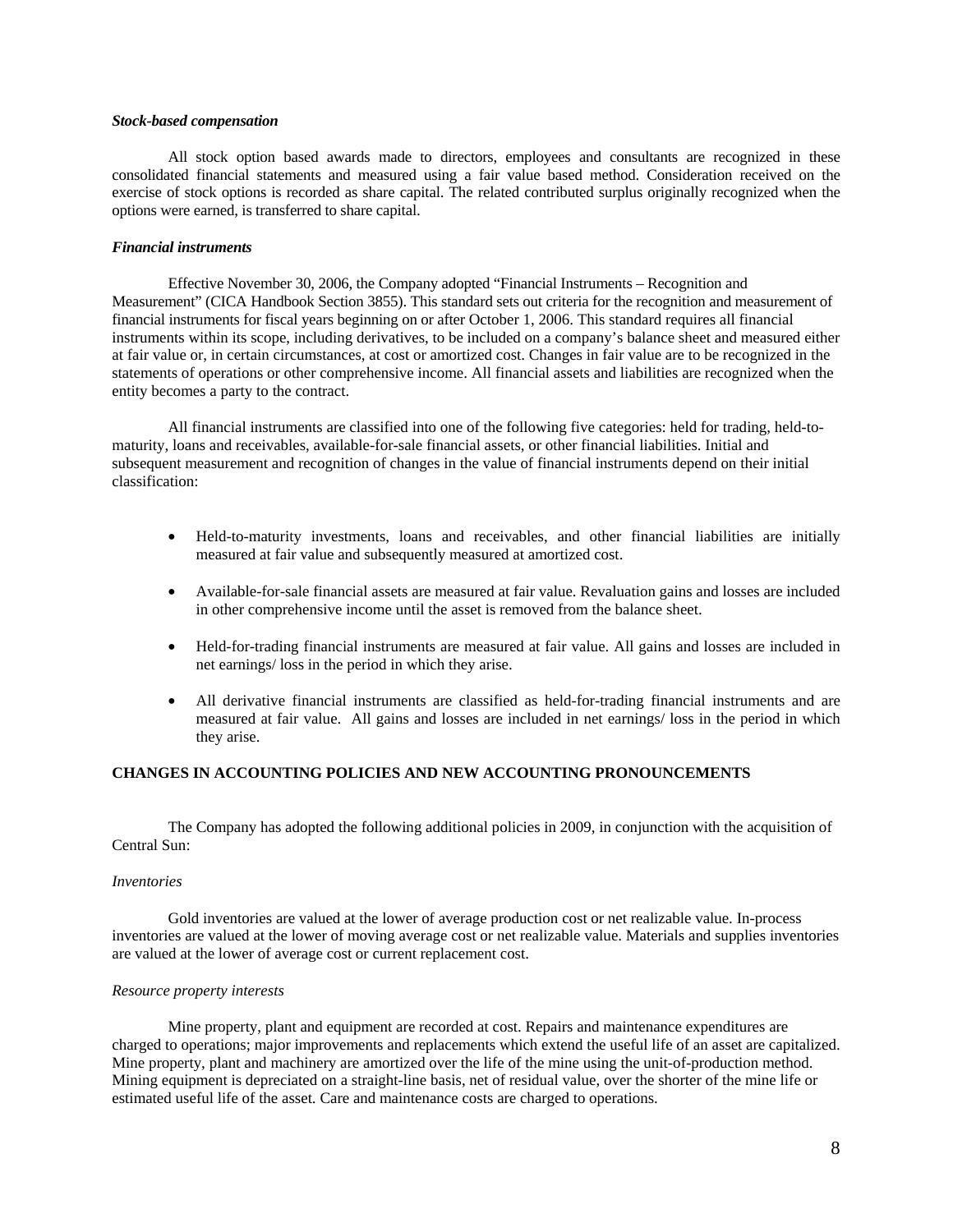***Stock-based compensation***

All stock option based awards made to directors, employees and consultants are recognized in these consolidated financial statements and measured using a fair value based method. Consideration received on the exercise of stock options is recorded as share capital. The related contributed surplus originally recognized when the options were earned, is transferred to share capital.

***Financial instruments***

Effective November 30, 2006, the Company adopted "Financial Instruments – Recognition and Measurement" (CICA Handbook Section 3855). This standard sets out criteria for the recognition and measurement of financial instruments for fiscal years beginning on or after October 1, 2006. This standard requires all financial instruments within its scope, including derivatives, to be included on a company's balance sheet and measured either at fair value or, in certain circumstances, at cost or amortized cost. Changes in fair value are to be recognized in the statements of operations or other comprehensive income. All financial assets and liabilities are recognized when the entity becomes a party to the contract.

All financial instruments are classified into one of the following five categories: held for trading, held-to-maturity, loans and receivables, available-for-sale financial assets, or other financial liabilities. Initial and subsequent measurement and recognition of changes in the value of financial instruments depend on their initial classification:

- Held-to-maturity investments, loans and receivables, and other financial liabilities are initially measured at fair value and subsequently measured at amortized cost.
- Available-for-sale financial assets are measured at fair value. Revaluation gains and losses are included in other comprehensive income until the asset is removed from the balance sheet.
- Held-for-trading financial instruments are measured at fair value. All gains and losses are included in net earnings/ loss in the period in which they arise.
- All derivative financial instruments are classified as held-for-trading financial instruments and are measured at fair value. All gains and losses are included in net earnings/ loss in the period in which they arise.

## CHANGES IN ACCOUNTING POLICIES AND NEW ACCOUNTING PRONOUNCEMENTS

The Company has adopted the following additional policies in 2009, in conjunction with the acquisition of Central Sun:

*Inventories*

Gold inventories are valued at the lower of average production cost or net realizable value. In-process inventories are valued at the lower of moving average cost or net realizable value. Materials and supplies inventories are valued at the lower of average cost or current replacement cost.

*Resource property interests*

Mine property, plant and equipment are recorded at cost. Repairs and maintenance expenditures are charged to operations; major improvements and replacements which extend the useful life of an asset are capitalized. Mine property, plant and machinery are amortized over the life of the mine using the unit-of-production method. Mining equipment is depreciated on a straight-line basis, net of residual value, over the shorter of the mine life or estimated useful life of the asset. Care and maintenance costs are charged to operations.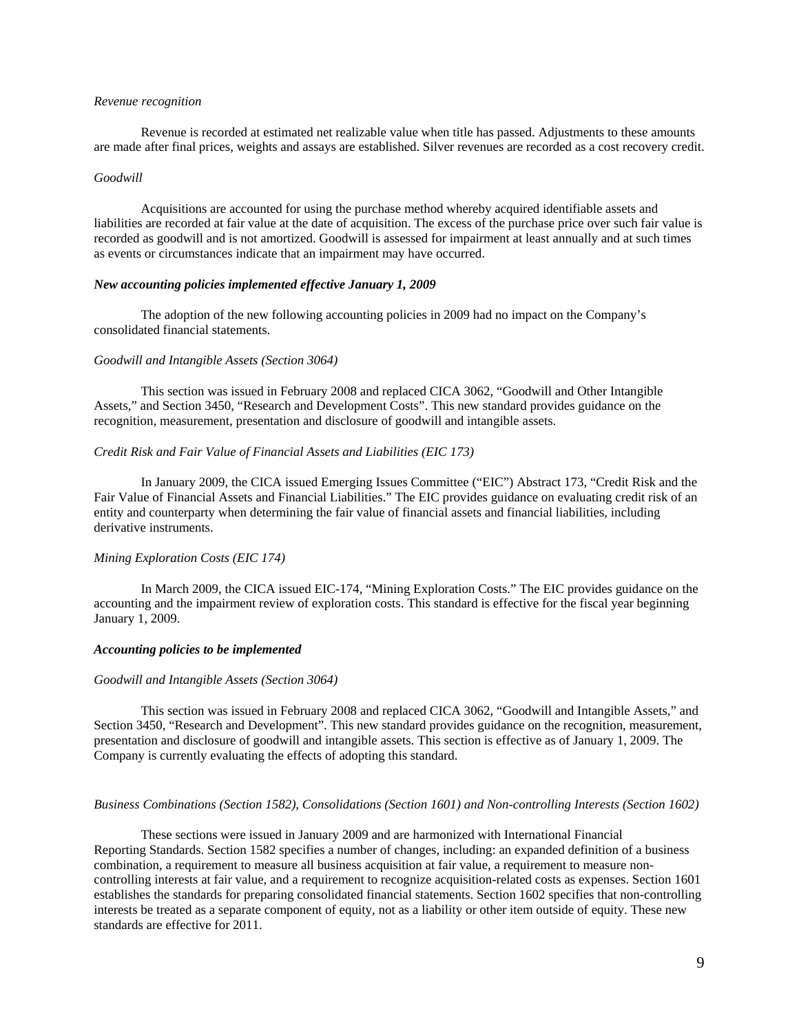*Revenue recognition*

Revenue is recorded at estimated net realizable value when title has passed. Adjustments to these amounts are made after final prices, weights and assays are established. Silver revenues are recorded as a cost recovery credit.

*Goodwill*

Acquisitions are accounted for using the purchase method whereby acquired identifiable assets and liabilities are recorded at fair value at the date of acquisition. The excess of the purchase price over such fair value is recorded as goodwill and is not amortized. Goodwill is assessed for impairment at least annually and at such times as events or circumstances indicate that an impairment may have occurred.

***New accounting policies implemented effective January 1, 2009***

The adoption of the new following accounting policies in 2009 had no impact on the Company's consolidated financial statements.

*Goodwill and Intangible Assets (Section 3064)*

This section was issued in February 2008 and replaced CICA 3062, "Goodwill and Other Intangible Assets," and Section 3450, "Research and Development Costs". This new standard provides guidance on the recognition, measurement, presentation and disclosure of goodwill and intangible assets.

*Credit Risk and Fair Value of Financial Assets and Liabilities (EIC 173)*

In January 2009, the CICA issued Emerging Issues Committee ("EIC") Abstract 173, "Credit Risk and the Fair Value of Financial Assets and Financial Liabilities." The EIC provides guidance on evaluating credit risk of an entity and counterparty when determining the fair value of financial assets and financial liabilities, including derivative instruments.

*Mining Exploration Costs (EIC 174)*

In March 2009, the CICA issued EIC-174, "Mining Exploration Costs." The EIC provides guidance on the accounting and the impairment review of exploration costs. This standard is effective for the fiscal year beginning January 1, 2009.

***Accounting policies to be implemented***

*Goodwill and Intangible Assets (Section 3064)*

This section was issued in February 2008 and replaced CICA 3062, "Goodwill and Intangible Assets," and Section 3450, "Research and Development". This new standard provides guidance on the recognition, measurement, presentation and disclosure of goodwill and intangible assets. This section is effective as of January 1, 2009. The Company is currently evaluating the effects of adopting this standard.

*Business Combinations (Section 1582), Consolidations (Section 1601) and Non-controlling Interests (Section 1602)*

These sections were issued in January 2009 and are harmonized with International Financial Reporting Standards. Section 1582 specifies a number of changes, including: an expanded definition of a business combination, a requirement to measure all business acquisition at fair value, a requirement to measure non-controlling interests at fair value, and a requirement to recognize acquisition-related costs as expenses. Section 1601 establishes the standards for preparing consolidated financial statements. Section 1602 specifies that non-controlling interests be treated as a separate component of equity, not as a liability or other item outside of equity. These new standards are effective for 2011.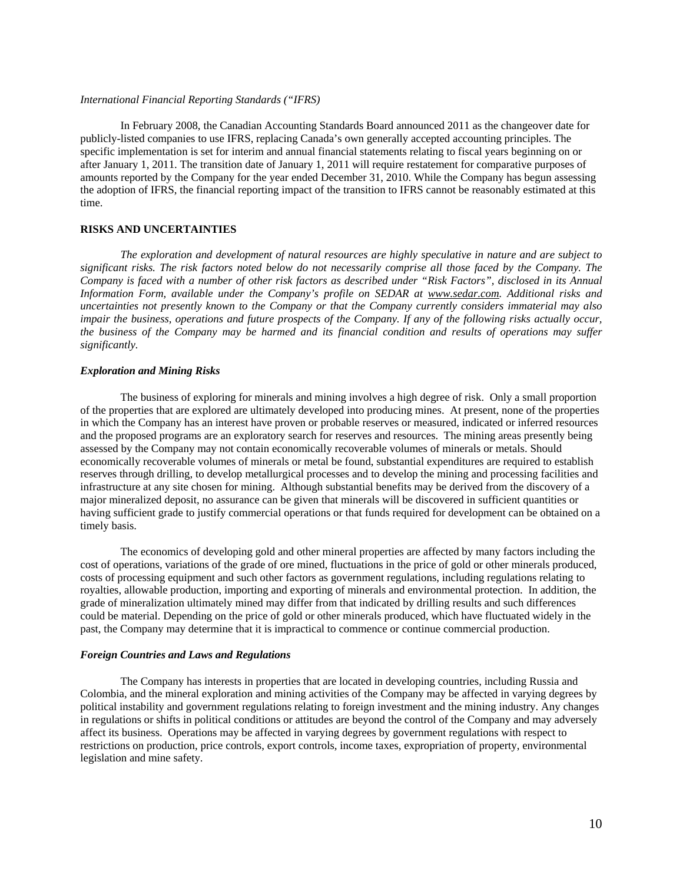*International Financial Reporting Standards ("IFRS)*

In February 2008, the Canadian Accounting Standards Board announced 2011 as the changeover date for publicly-listed companies to use IFRS, replacing Canada's own generally accepted accounting principles. The specific implementation is set for interim and annual financial statements relating to fiscal years beginning on or after January 1, 2011. The transition date of January 1, 2011 will require restatement for comparative purposes of amounts reported by the Company for the year ended December 31, 2010. While the Company has begun assessing the adoption of IFRS, the financial reporting impact of the transition to IFRS cannot be reasonably estimated at this time.

## RISKS AND UNCERTAINTIES

*The exploration and development of natural resources are highly speculative in nature and are subject to significant risks. The risk factors noted below do not necessarily comprise all those faced by the Company. The Company is faced with a number of other risk factors as described under "Risk Factors", disclosed in its Annual Information Form, available under the Company's profile on SEDAR at www.sedar.com. Additional risks and uncertainties not presently known to the Company or that the Company currently considers immaterial may also impair the business, operations and future prospects of the Company. If any of the following risks actually occur, the business of the Company may be harmed and its financial condition and results of operations may suffer significantly.*

### *Exploration and Mining Risks*

The business of exploring for minerals and mining involves a high degree of risk. Only a small proportion of the properties that are explored are ultimately developed into producing mines. At present, none of the properties in which the Company has an interest have proven or probable reserves or measured, indicated or inferred resources and the proposed programs are an exploratory search for reserves and resources. The mining areas presently being assessed by the Company may not contain economically recoverable volumes of minerals or metals. Should economically recoverable volumes of minerals or metal be found, substantial expenditures are required to establish reserves through drilling, to develop metallurgical processes and to develop the mining and processing facilities and infrastructure at any site chosen for mining. Although substantial benefits may be derived from the discovery of a major mineralized deposit, no assurance can be given that minerals will be discovered in sufficient quantities or having sufficient grade to justify commercial operations or that funds required for development can be obtained on a timely basis.

The economics of developing gold and other mineral properties are affected by many factors including the cost of operations, variations of the grade of ore mined, fluctuations in the price of gold or other minerals produced, costs of processing equipment and such other factors as government regulations, including regulations relating to royalties, allowable production, importing and exporting of minerals and environmental protection. In addition, the grade of mineralization ultimately mined may differ from that indicated by drilling results and such differences could be material. Depending on the price of gold or other minerals produced, which have fluctuated widely in the past, the Company may determine that it is impractical to commence or continue commercial production.

### *Foreign Countries and Laws and Regulations*

The Company has interests in properties that are located in developing countries, including Russia and Colombia, and the mineral exploration and mining activities of the Company may be affected in varying degrees by political instability and government regulations relating to foreign investment and the mining industry. Any changes in regulations or shifts in political conditions or attitudes are beyond the control of the Company and may adversely affect its business. Operations may be affected in varying degrees by government regulations with respect to restrictions on production, price controls, export controls, income taxes, expropriation of property, environmental legislation and mine safety.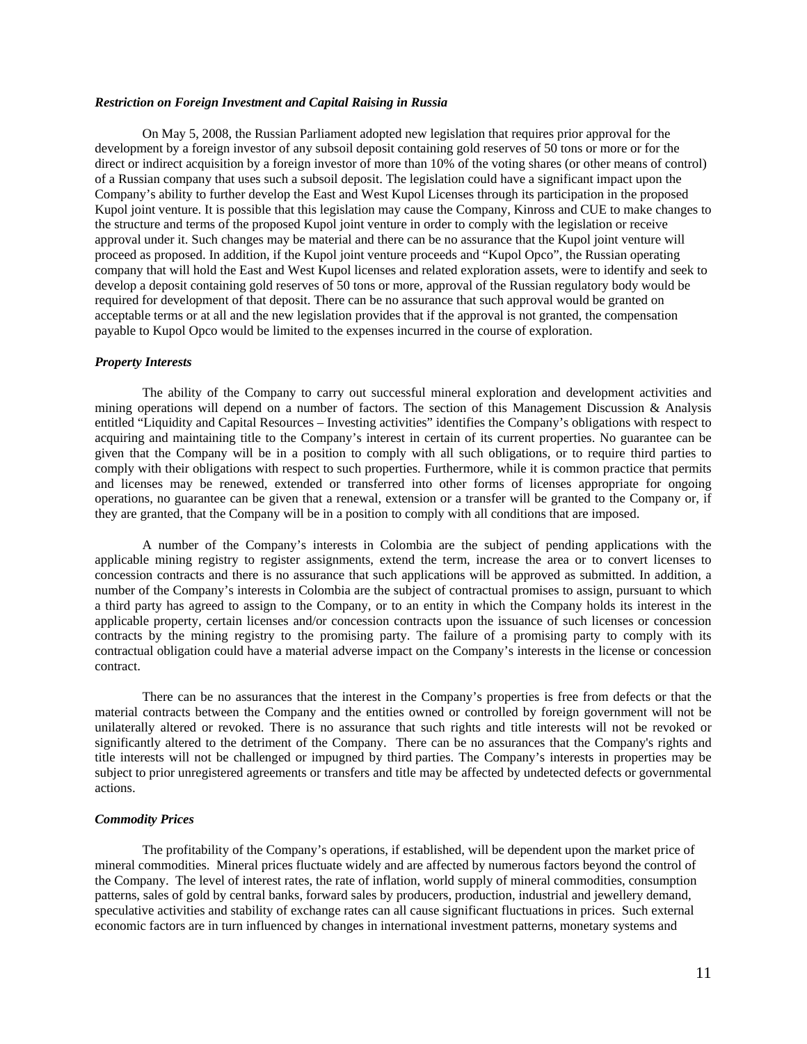### *Restriction on Foreign Investment and Capital Raising in Russia*

On May 5, 2008, the Russian Parliament adopted new legislation that requires prior approval for the development by a foreign investor of any subsoil deposit containing gold reserves of 50 tons or more or for the direct or indirect acquisition by a foreign investor of more than 10% of the voting shares (or other means of control) of a Russian company that uses such a subsoil deposit. The legislation could have a significant impact upon the Company's ability to further develop the East and West Kupol Licenses through its participation in the proposed Kupol joint venture. It is possible that this legislation may cause the Company, Kinross and CUE to make changes to the structure and terms of the proposed Kupol joint venture in order to comply with the legislation or receive approval under it. Such changes may be material and there can be no assurance that the Kupol joint venture will proceed as proposed. In addition, if the Kupol joint venture proceeds and "Kupol Opco", the Russian operating company that will hold the East and West Kupol licenses and related exploration assets, were to identify and seek to develop a deposit containing gold reserves of 50 tons or more, approval of the Russian regulatory body would be required for development of that deposit. There can be no assurance that such approval would be granted on acceptable terms or at all and the new legislation provides that if the approval is not granted, the compensation payable to Kupol Opco would be limited to the expenses incurred in the course of exploration.

### *Property Interests*

The ability of the Company to carry out successful mineral exploration and development activities and mining operations will depend on a number of factors. The section of this Management Discussion & Analysis entitled "Liquidity and Capital Resources – Investing activities" identifies the Company's obligations with respect to acquiring and maintaining title to the Company's interest in certain of its current properties. No guarantee can be given that the Company will be in a position to comply with all such obligations, or to require third parties to comply with their obligations with respect to such properties. Furthermore, while it is common practice that permits and licenses may be renewed, extended or transferred into other forms of licenses appropriate for ongoing operations, no guarantee can be given that a renewal, extension or a transfer will be granted to the Company or, if they are granted, that the Company will be in a position to comply with all conditions that are imposed.

A number of the Company's interests in Colombia are the subject of pending applications with the applicable mining registry to register assignments, extend the term, increase the area or to convert licenses to concession contracts and there is no assurance that such applications will be approved as submitted. In addition, a number of the Company's interests in Colombia are the subject of contractual promises to assign, pursuant to which a third party has agreed to assign to the Company, or to an entity in which the Company holds its interest in the applicable property, certain licenses and/or concession contracts upon the issuance of such licenses or concession contracts by the mining registry to the promising party. The failure of a promising party to comply with its contractual obligation could have a material adverse impact on the Company's interests in the license or concession contract.

There can be no assurances that the interest in the Company's properties is free from defects or that the material contracts between the Company and the entities owned or controlled by foreign government will not be unilaterally altered or revoked. There is no assurance that such rights and title interests will not be revoked or significantly altered to the detriment of the Company. There can be no assurances that the Company's rights and title interests will not be challenged or impugned by third parties. The Company's interests in properties may be subject to prior unregistered agreements or transfers and title may be affected by undetected defects or governmental actions.

### *Commodity Prices*

The profitability of the Company's operations, if established, will be dependent upon the market price of mineral commodities. Mineral prices fluctuate widely and are affected by numerous factors beyond the control of the Company. The level of interest rates, the rate of inflation, world supply of mineral commodities, consumption patterns, sales of gold by central banks, forward sales by producers, production, industrial and jewellery demand, speculative activities and stability of exchange rates can all cause significant fluctuations in prices. Such external economic factors are in turn influenced by changes in international investment patterns, monetary systems and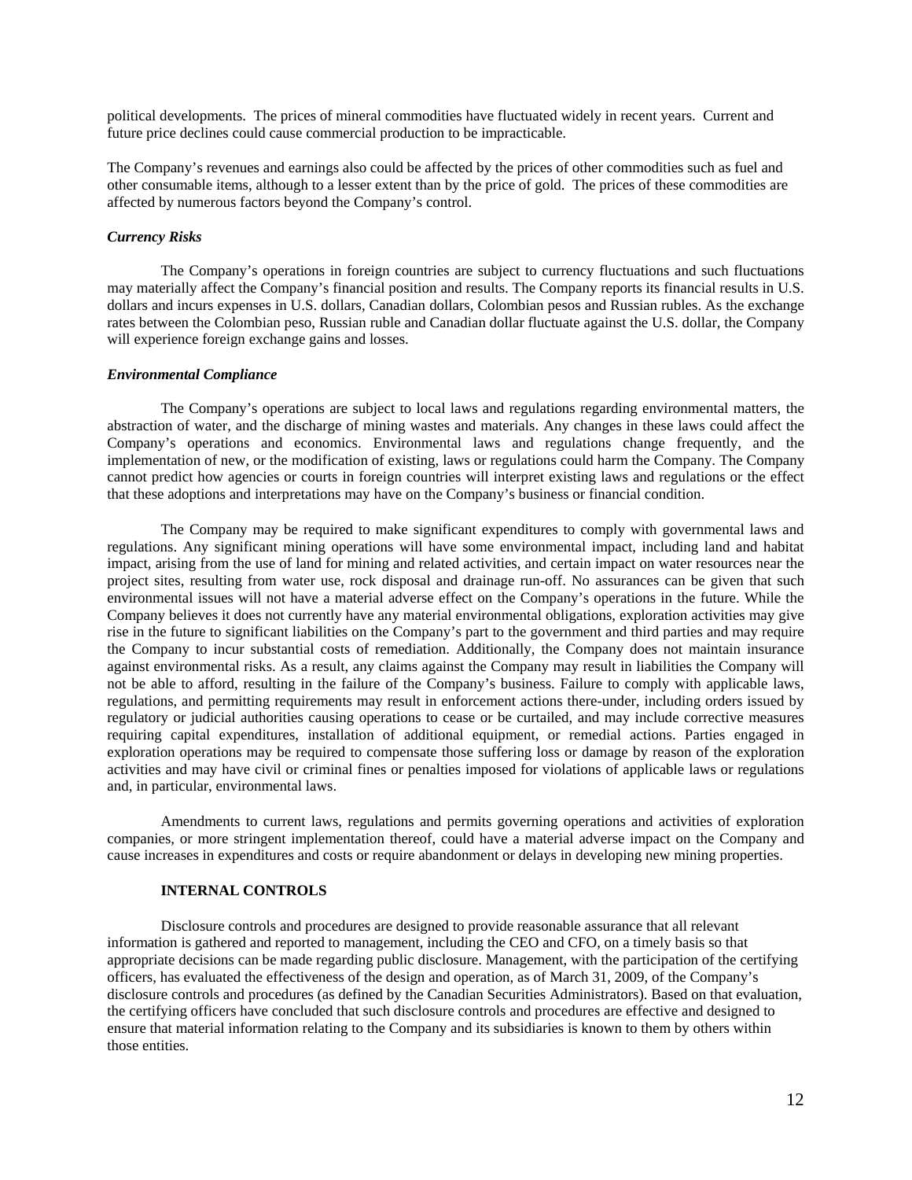political developments. The prices of mineral commodities have fluctuated widely in recent years. Current and future price declines could cause commercial production to be impracticable.

The Company's revenues and earnings also could be affected by the prices of other commodities such as fuel and other consumable items, although to a lesser extent than by the price of gold. The prices of these commodities are affected by numerous factors beyond the Company's control.

***Currency Risks***

The Company's operations in foreign countries are subject to currency fluctuations and such fluctuations may materially affect the Company's financial position and results. The Company reports its financial results in U.S. dollars and incurs expenses in U.S. dollars, Canadian dollars, Colombian pesos and Russian rubles. As the exchange rates between the Colombian peso, Russian ruble and Canadian dollar fluctuate against the U.S. dollar, the Company will experience foreign exchange gains and losses.

***Environmental Compliance***

The Company's operations are subject to local laws and regulations regarding environmental matters, the abstraction of water, and the discharge of mining wastes and materials. Any changes in these laws could affect the Company's operations and economics. Environmental laws and regulations change frequently, and the implementation of new, or the modification of existing, laws or regulations could harm the Company. The Company cannot predict how agencies or courts in foreign countries will interpret existing laws and regulations or the effect that these adoptions and interpretations may have on the Company's business or financial condition.

The Company may be required to make significant expenditures to comply with governmental laws and regulations. Any significant mining operations will have some environmental impact, including land and habitat impact, arising from the use of land for mining and related activities, and certain impact on water resources near the project sites, resulting from water use, rock disposal and drainage run-off. No assurances can be given that such environmental issues will not have a material adverse effect on the Company's operations in the future. While the Company believes it does not currently have any material environmental obligations, exploration activities may give rise in the future to significant liabilities on the Company's part to the government and third parties and may require the Company to incur substantial costs of remediation. Additionally, the Company does not maintain insurance against environmental risks. As a result, any claims against the Company may result in liabilities the Company will not be able to afford, resulting in the failure of the Company's business. Failure to comply with applicable laws, regulations, and permitting requirements may result in enforcement actions there-under, including orders issued by regulatory or judicial authorities causing operations to cease or be curtailed, and may include corrective measures requiring capital expenditures, installation of additional equipment, or remedial actions. Parties engaged in exploration operations may be required to compensate those suffering loss or damage by reason of the exploration activities and may have civil or criminal fines or penalties imposed for violations of applicable laws or regulations and, in particular, environmental laws.

Amendments to current laws, regulations and permits governing operations and activities of exploration companies, or more stringent implementation thereof, could have a material adverse impact on the Company and cause increases in expenditures and costs or require abandonment or delays in developing new mining properties.

## INTERNAL CONTROLS

Disclosure controls and procedures are designed to provide reasonable assurance that all relevant information is gathered and reported to management, including the CEO and CFO, on a timely basis so that appropriate decisions can be made regarding public disclosure. Management, with the participation of the certifying officers, has evaluated the effectiveness of the design and operation, as of March 31, 2009, of the Company's disclosure controls and procedures (as defined by the Canadian Securities Administrators). Based on that evaluation, the certifying officers have concluded that such disclosure controls and procedures are effective and designed to ensure that material information relating to the Company and its subsidiaries is known to them by others within those entities.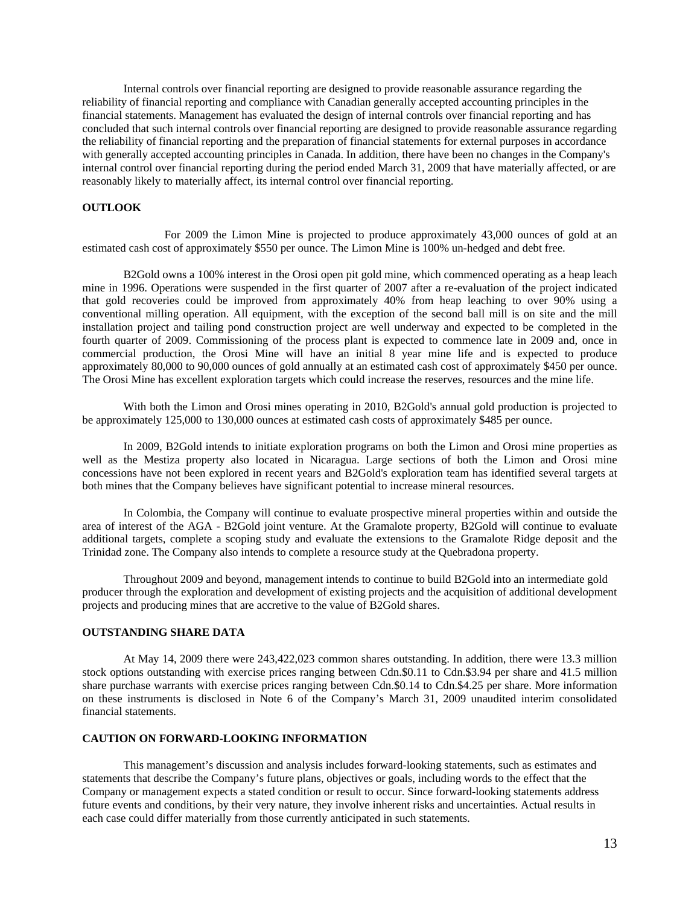Internal controls over financial reporting are designed to provide reasonable assurance regarding the reliability of financial reporting and compliance with Canadian generally accepted accounting principles in the financial statements. Management has evaluated the design of internal controls over financial reporting and has concluded that such internal controls over financial reporting are designed to provide reasonable assurance regarding the reliability of financial reporting and the preparation of financial statements for external purposes in accordance with generally accepted accounting principles in Canada. In addition, there have been no changes in the Company's internal control over financial reporting during the period ended March 31, 2009 that have materially affected, or are reasonably likely to materially affect, its internal control over financial reporting.

## OUTLOOK

For 2009 the Limon Mine is projected to produce approximately 43,000 ounces of gold at an estimated cash cost of approximately $550 per ounce. The Limon Mine is 100% un-hedged and debt free.

B2Gold owns a 100% interest in the Orosi open pit gold mine, which commenced operating as a heap leach mine in 1996. Operations were suspended in the first quarter of 2007 after a re-evaluation of the project indicated that gold recoveries could be improved from approximately 40% from heap leaching to over 90% using a conventional milling operation. All equipment, with the exception of the second ball mill is on site and the mill installation project and tailing pond construction project are well underway and expected to be completed in the fourth quarter of 2009. Commissioning of the process plant is expected to commence late in 2009 and, once in commercial production, the Orosi Mine will have an initial 8 year mine life and is expected to produce approximately 80,000 to 90,000 ounces of gold annually at an estimated cash cost of approximately $450 per ounce. The Orosi Mine has excellent exploration targets which could increase the reserves, resources and the mine life.

With both the Limon and Orosi mines operating in 2010, B2Gold's annual gold production is projected to be approximately 125,000 to 130,000 ounces at estimated cash costs of approximately $485 per ounce.

In 2009, B2Gold intends to initiate exploration programs on both the Limon and Orosi mine properties as well as the Mestiza property also located in Nicaragua. Large sections of both the Limon and Orosi mine concessions have not been explored in recent years and B2Gold's exploration team has identified several targets at both mines that the Company believes have significant potential to increase mineral resources.

In Colombia, the Company will continue to evaluate prospective mineral properties within and outside the area of interest of the AGA - B2Gold joint venture. At the Gramalote property, B2Gold will continue to evaluate additional targets, complete a scoping study and evaluate the extensions to the Gramalote Ridge deposit and the Trinidad zone. The Company also intends to complete a resource study at the Quebradona property.

Throughout 2009 and beyond, management intends to continue to build B2Gold into an intermediate gold producer through the exploration and development of existing projects and the acquisition of additional development projects and producing mines that are accretive to the value of B2Gold shares.

## OUTSTANDING SHARE DATA

At May 14, 2009 there were 243,422,023 common shares outstanding. In addition, there were 13.3 million stock options outstanding with exercise prices ranging between Cdn.$0.11 to Cdn.$3.94 per share and 41.5 million share purchase warrants with exercise prices ranging between Cdn.$0.14 to Cdn.$4.25 per share. More information on these instruments is disclosed in Note 6 of the Company’s March 31, 2009 unaudited interim consolidated financial statements.

## CAUTION ON FORWARD-LOOKING INFORMATION

This management’s discussion and analysis includes forward-looking statements, such as estimates and statements that describe the Company’s future plans, objectives or goals, including words to the effect that the Company or management expects a stated condition or result to occur. Since forward-looking statements address future events and conditions, by their very nature, they involve inherent risks and uncertainties. Actual results in each case could differ materially from those currently anticipated in such statements.